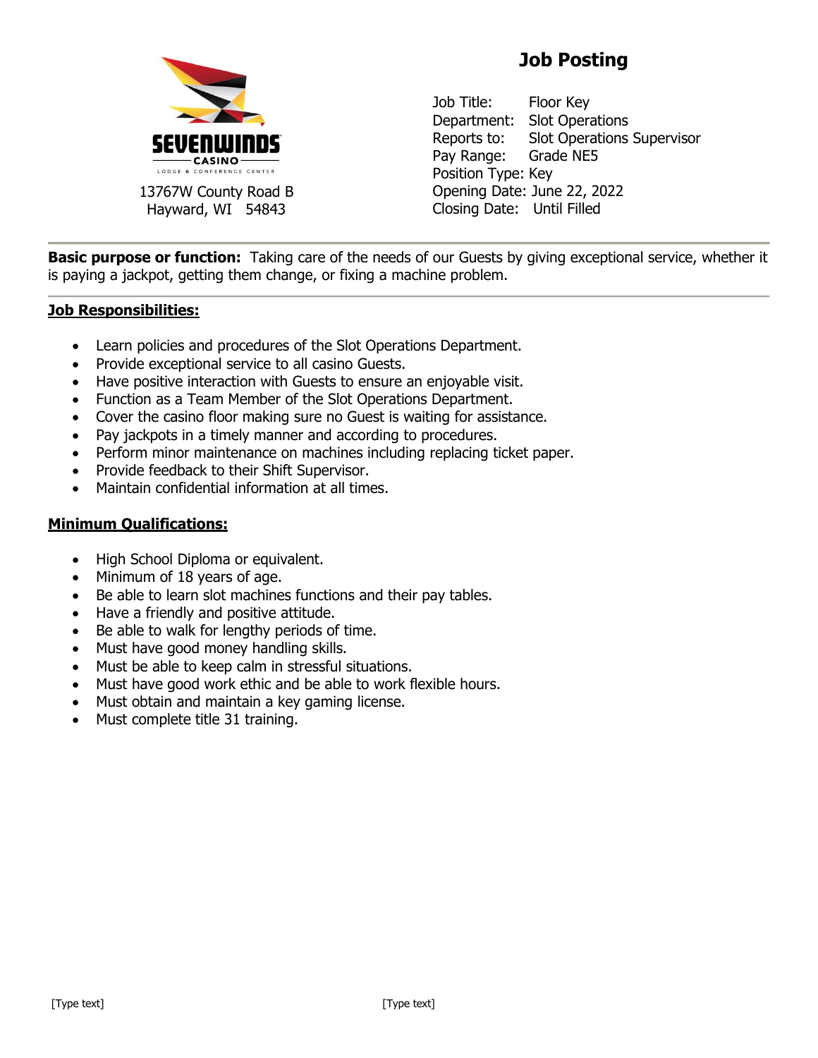SEVENWINDS CASINO LODGE & CONFERENCE CENTER

13767W County Road B
Hayward, WI 54843

# Job Posting

Job Title: Floor Key
Department: Slot Operations
Reports to: Slot Operations Supervisor
Pay Range: Grade NE5
Position Type: Key
Opening Date: June 22, 2022
Closing Date: Until Filled

**Basic purpose or function:** Taking care of the needs of our Guests by giving exceptional service, whether it is paying a jackpot, getting them change, or fixing a machine problem.

## Job Responsibilities:

- Learn policies and procedures of the Slot Operations Department.
- Provide exceptional service to all casino Guests.
- Have positive interaction with Guests to ensure an enjoyable visit.
- Function as a Team Member of the Slot Operations Department.
- Cover the casino floor making sure no Guest is waiting for assistance.
- Pay jackpots in a timely manner and according to procedures.
- Perform minor maintenance on machines including replacing ticket paper.
- Provide feedback to their Shift Supervisor.
- Maintain confidential information at all times.

## Minimum Qualifications:

- High School Diploma or equivalent.
- Minimum of 18 years of age.
- Be able to learn slot machines functions and their pay tables.
- Have a friendly and positive attitude.
- Be able to walk for lengthy periods of time.
- Must have good money handling skills.
- Must be able to keep calm in stressful situations.
- Must have good work ethic and be able to work flexible hours.
- Must obtain and maintain a key gaming license.
- Must complete title 31 training.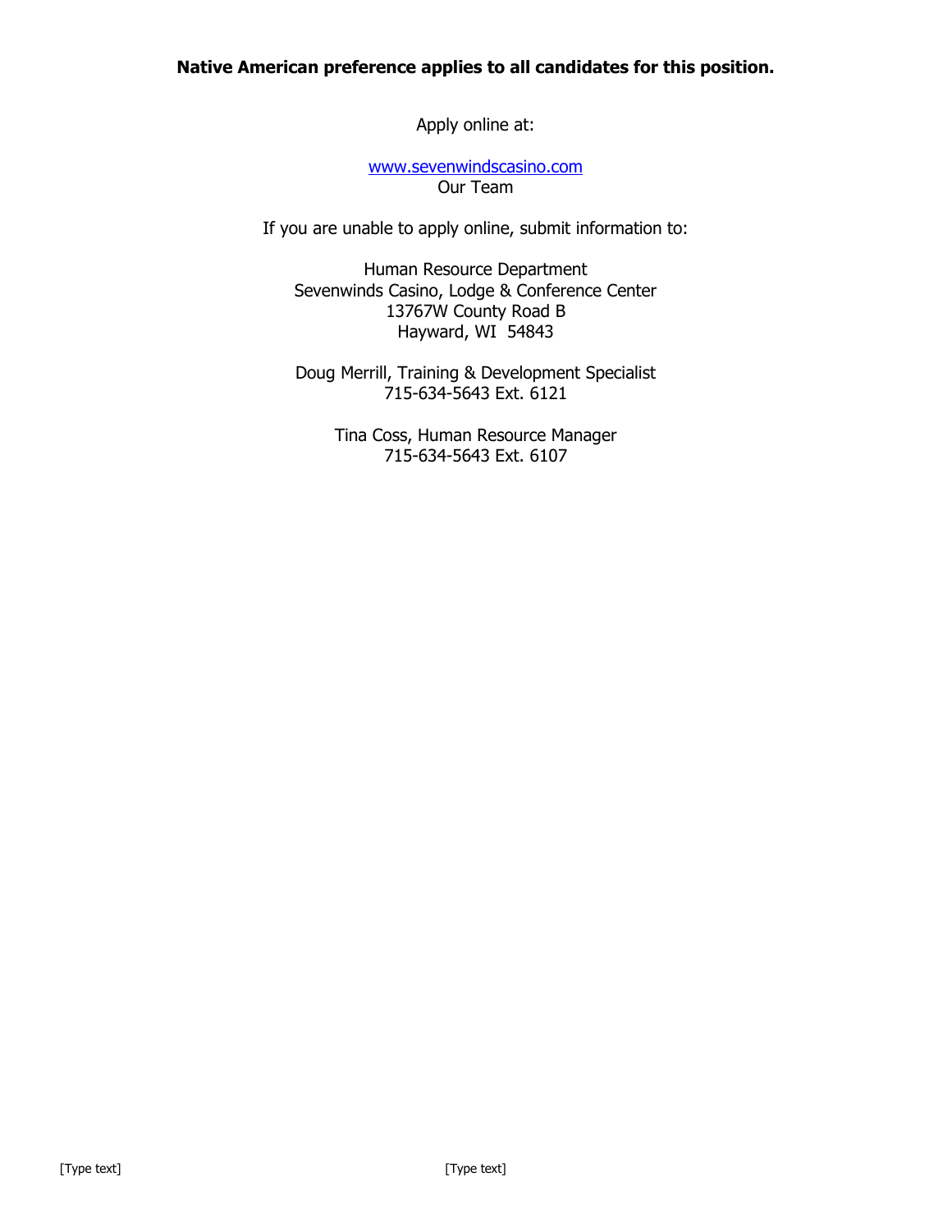**Native American preference applies to all candidates for this position.**

Apply online at:

www.sevenwindscasino.com
Our Team

If you are unable to apply online, submit information to:

Human Resource Department
Sevenwinds Casino, Lodge & Conference Center
13767W County Road B
Hayward, WI 54843

Doug Merrill, Training & Development Specialist
715-634-5643 Ext. 6121

Tina Coss, Human Resource Manager
715-634-5643 Ext. 6107